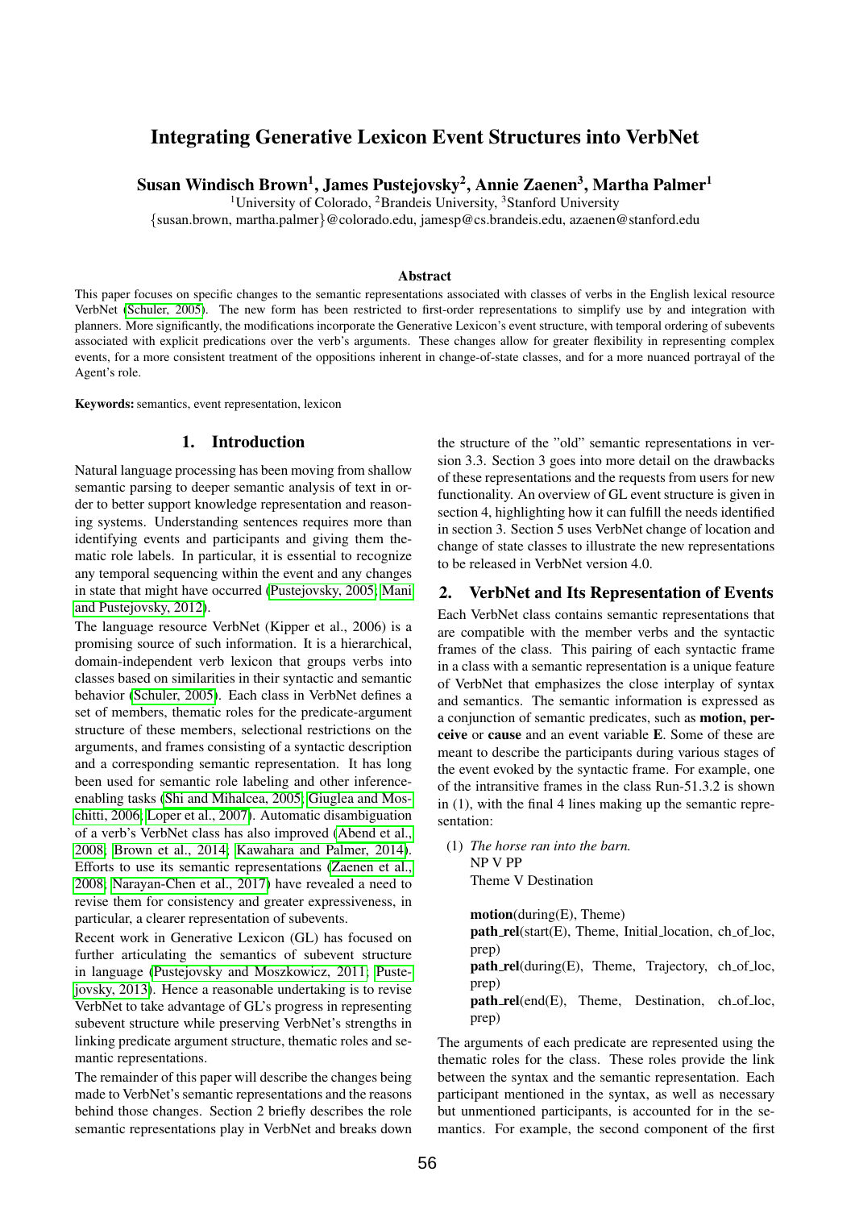# Integrating Generative Lexicon Event Structures into VerbNet

**Susan Windisch Brown[1], James Pustejovsky[2], Annie Zaenen[3], Martha Palmer[1]**

[1]University of Colorado, [2]Brandeis University, [3]Stanford University

{susan.brown, martha.palmer}@colorado.edu, jamesp@cs.brandeis.edu, azaenen@stanford.edu

### Abstract

This paper focuses on specific changes to the semantic representations associated with classes of verbs in the English lexical resource VerbNet (Schuler, 2005). The new form has been restricted to first-order representations to simplify use by and integration with planners. More significantly, the modifications incorporate the Generative Lexicon's event structure, with temporal ordering of subevents associated with explicit predications over the verb's arguments. These changes allow for greater flexibility in representing complex events, for a more consistent treatment of the oppositions inherent in change-of-state classes, and for a more nuanced portrayal of the Agent's role.

**Keywords:** semantics, event representation, lexicon

## 1. Introduction

Natural language processing has been moving from shallow semantic parsing to deeper semantic analysis of text in order to better support knowledge representation and reasoning systems. Understanding sentences requires more than identifying events and participants and giving them thematic role labels. In particular, it is essential to recognize any temporal sequencing within the event and any changes in state that might have occurred (Pustejovsky, 2005; Mani and Pustejovsky, 2012).

The language resource VerbNet (Kipper et al., 2006) is a promising source of such information. It is a hierarchical, domain-independent verb lexicon that groups verbs into classes based on similarities in their syntactic and semantic behavior (Schuler, 2005). Each class in VerbNet defines a set of members, thematic roles for the predicate-argument structure of these members, selectional restrictions on the arguments, and frames consisting of a syntactic description and a corresponding semantic representation. It has long been used for semantic role labeling and other inference-enabling tasks (Shi and Mihalcea, 2005; Giuglea and Moschitti, 2006; Loper et al., 2007). Automatic disambiguation of a verb's VerbNet class has also improved (Abend et al., 2008; Brown et al., 2014; Kawahara and Palmer, 2014). Efforts to use its semantic representations (Zaenen et al., 2008; Narayan-Chen et al., 2017) have revealed a need to revise them for consistency and greater expressiveness, in particular, a clearer representation of subevents.

Recent work in Generative Lexicon (GL) has focused on further articulating the semantics of subevent structure in language (Pustejovsky and Moszkowicz, 2011; Pustejovsky, 2013). Hence a reasonable undertaking is to revise VerbNet to take advantage of GL's progress in representing subevent structure while preserving VerbNet's strengths in linking predicate argument structure, thematic roles and semantic representations.

The remainder of this paper will describe the changes being made to VerbNet's semantic representations and the reasons behind those changes. Section 2 briefly describes the role semantic representations play in VerbNet and breaks down the structure of the "old" semantic representations in version 3.3. Section 3 goes into more detail on the drawbacks of these representations and the requests from users for new functionality. An overview of GL event structure is given in section 4, highlighting how it can fulfill the needs identified in section 3. Section 5 uses VerbNet change of location and change of state classes to illustrate the new representations to be released in VerbNet version 4.0.

## 2. VerbNet and Its Representation of Events

Each VerbNet class contains semantic representations that are compatible with the member verbs and the syntactic frames of the class. This pairing of each syntactic frame in a class with a semantic representation is a unique feature of VerbNet that emphasizes the close interplay of syntax and semantics. The semantic information is expressed as a conjunction of semantic predicates, such as **motion, perceive** or **cause** and an event variable **E**. Some of these are meant to describe the participants during various stages of the event evoked by the syntactic frame. For example, one of the intransitive frames in the class Run-51.3.2 is shown in (1), with the final 4 lines making up the semantic representation:

(1) *The horse ran into the barn.*
NP V PP
Theme V Destination

**motion**(during(E), Theme)
**path_rel**(start(E), Theme, Initial_location, ch_of_loc, prep)
**path_rel**(during(E), Theme, Trajectory, ch_of_loc, prep)
**path_rel**(end(E), Theme, Destination, ch_of_loc, prep)

The arguments of each predicate are represented using the thematic roles for the class. These roles provide the link between the syntax and the semantic representation. Each participant mentioned in the syntax, as well as necessary but unmentioned participants, is accounted for in the semantics. For example, the second component of the first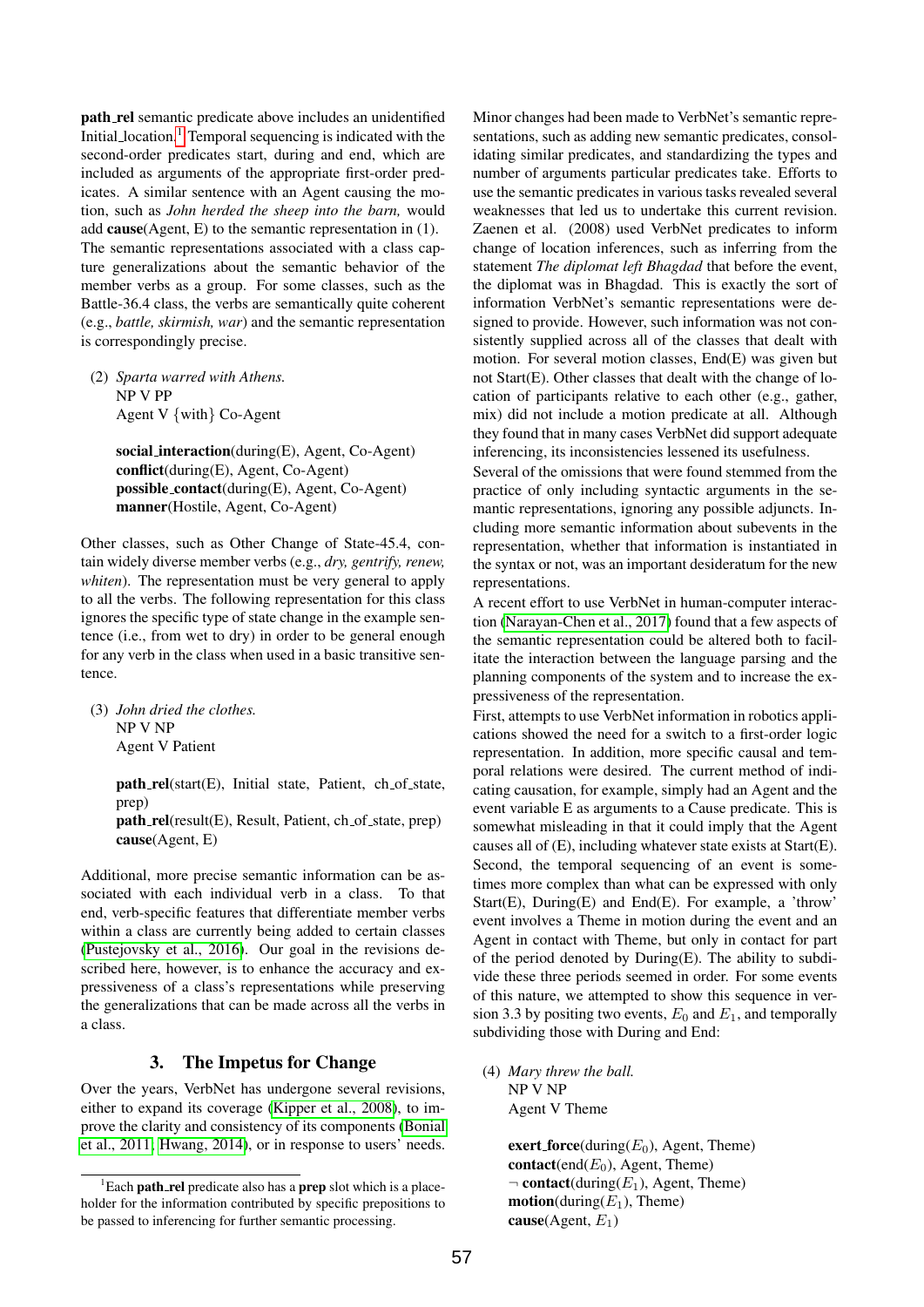**path_rel** semantic predicate above includes an unidentified Initial_location.[1] Temporal sequencing is indicated with the second-order predicates start, during and end, which are included as arguments of the appropriate first-order predicates. A similar sentence with an Agent causing the motion, such as *John herded the sheep into the barn,* would add **cause**(Agent, E) to the semantic representation in (1).

The semantic representations associated with a class capture generalizations about the semantic behavior of the member verbs as a group. For some classes, such as the Battle-36.4 class, the verbs are semantically quite coherent (e.g., *battle, skirmish, war*) and the semantic representation is correspondingly precise.

(2) *Sparta warred with Athens.*
NP V PP
Agent V {with} Co-Agent

**social_interaction**(during(E), Agent, Co-Agent)
**conflict**(during(E), Agent, Co-Agent)
**possible_contact**(during(E), Agent, Co-Agent)
**manner**(Hostile, Agent, Co-Agent)

Other classes, such as Other Change of State-45.4, contain widely diverse member verbs (e.g., *dry, gentrify, renew, whiten*). The representation must be very general to apply to all the verbs. The following representation for this class ignores the specific type of state change in the example sentence (i.e., from wet to dry) in order to be general enough for any verb in the class when used in a basic transitive sentence.

(3) *John dried the clothes.*
NP V NP
Agent V Patient

**path_rel**(start(E), Initial state, Patient, ch_of_state, prep)
**path_rel**(result(E), Result, Patient, ch_of_state, prep)
**cause**(Agent, E)

Additional, more precise semantic information can be associated with each individual verb in a class. To that end, verb-specific features that differentiate member verbs within a class are currently being added to certain classes (Pustejovsky et al., 2016). Our goal in the revisions described here, however, is to enhance the accuracy and expressiveness of a class's representations while preserving the generalizations that can be made across all the verbs in a class.

## 3. The Impetus for Change

Over the years, VerbNet has undergone several revisions, either to expand its coverage (Kipper et al., 2008), to improve the clarity and consistency of its components (Bonial et al., 2011; Hwang, 2014), or in response to users' needs. Minor changes had been made to VerbNet's semantic representations, such as adding new semantic predicates, consolidating similar predicates, and standardizing the types and number of arguments particular predicates take. Efforts to use the semantic predicates in various tasks revealed several weaknesses that led us to undertake this current revision. Zaenen et al. (2008) used VerbNet predicates to inform change of location inferences, such as inferring from the statement *The diplomat left Bhagdad* that before the event, the diplomat was in Bhagdad. This is exactly the sort of information VerbNet's semantic representations were designed to provide. However, such information was not consistently supplied across all of the classes that dealt with motion. For several motion classes, End(E) was given but not Start(E). Other classes that dealt with the change of location of participants relative to each other (e.g., gather, mix) did not include a motion predicate at all. Although they found that in many cases VerbNet did support adequate inferencing, its inconsistencies lessened its usefulness.

Several of the omissions that were found stemmed from the practice of only including syntactic arguments in the semantic representations, ignoring any possible adjuncts. Including more semantic information about subevents in the representation, whether that information is instantiated in the syntax or not, was an important desideratum for the new representations.

A recent effort to use VerbNet in human-computer interaction (Narayan-Chen et al., 2017) found that a few aspects of the semantic representation could be altered both to facilitate the interaction between the language parsing and the planning components of the system and to increase the expressiveness of the representation.

First, attempts to use VerbNet information in robotics applications showed the need for a switch to a first-order logic representation. In addition, more specific causal and temporal relations were desired. The current method of indicating causation, for example, simply had an Agent and the event variable E as arguments to a Cause predicate. This is somewhat misleading in that it could imply that the Agent causes all of (E), including whatever state exists at Start(E). Second, the temporal sequencing of an event is sometimes more complex than what can be expressed with only Start(E), During(E) and End(E). For example, a 'throw' event involves a Theme in motion during the event and an Agent in contact with Theme, but only in contact for part of the period denoted by During(E). The ability to subdivide these three periods seemed in order. For some events of this nature, we attempted to show this sequence in version 3.3 by positing two events, $E_0$ and $E_1$, and temporally subdividing those with During and End:

(4) *Mary threw the ball.*
NP V NP
Agent V Theme

**exert_force**(during($E_0$), Agent, Theme)
**contact**(end($E_0$), Agent, Theme)
¬ **contact**(during($E_1$), Agent, Theme)
**motion**(during($E_1$), Theme)
**cause**(Agent, $E_1$)

[1] Each **path_rel** predicate also has a **prep** slot which is a placeholder for the information contributed by specific prepositions to be passed to inferencing for further semantic processing.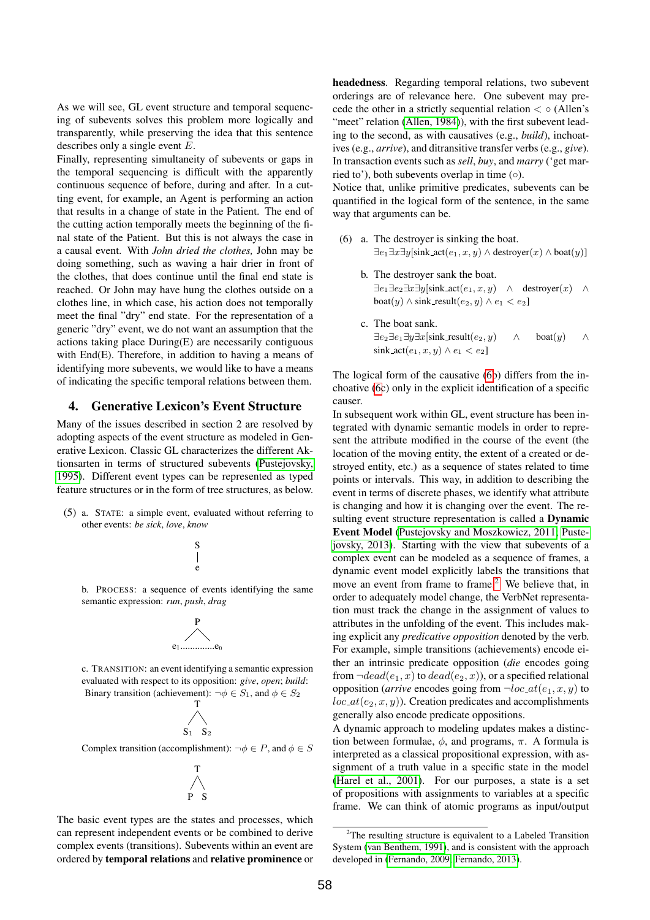As we will see, GL event structure and temporal sequencing of subevents solves this problem more logically and transparently, while preserving the idea that this sentence describes only a single event $E$.

Finally, representing simultaneity of subevents or gaps in the temporal sequencing is difficult with the apparently continuous sequence of before, during and after. In a cutting event, for example, an Agent is performing an action that results in a change of state in the Patient. The end of the cutting action temporally meets the beginning of the final state of the Patient. But this is not always the case in a causal event. With *John dried the clothes,* John may be doing something, such as waving a hair drier in front of the clothes, that does continue until the final end state is reached. Or John may have hung the clothes outside on a clothes line, in which case, his action does not temporally meet the final "dry" end state. For the representation of a generic "dry" event, we do not want an assumption that the actions taking place During(E) are necessarily contiguous with End(E). Therefore, in addition to having a means of identifying more subevents, we would like to have a means of indicating the specific temporal relations between them.

## 4. Generative Lexicon's Event Structure

Many of the issues described in section 2 are resolved by adopting aspects of the event structure as modeled in Generative Lexicon. Classic GL characterizes the different Aktionsarten in terms of structured subevents (Pustejovsky, 1995). Different event types can be represented as typed feature structures or in the form of tree structures, as below.

(5) a. STATE: a simple event, evaluated without referring to other events: *be sick*, *love*, *know*

```
S
|
e
```

b. PROCESS: a sequence of events identifying the same semantic expression: *run*, *push*, *drag*

```
      P
     / \
e1..............en
```

c. TRANSITION: an event identifying a semantic expression evaluated with respect to its opposition: *give*, *open*; *build*:

Binary transition (achievement): $\neg\phi \in S_1$, and $\phi \in S_2$

```
   T
  / \
S1   S2
```

Complex transition (accomplishment): $\neg\phi \in P$, and $\phi \in S$

```
  T
 / \
P   S
```

The basic event types are the states and processes, which can represent independent events or be combined to derive complex events (transitions). Subevents within an event are ordered by **temporal relations** and **relative prominence** or **headedness**. Regarding temporal relations, two subevent orderings are of relevance here. One subevent may precede the other in a strictly sequential relation $< \circ$ (Allen's "meet" relation (Allen, 1984)), with the first subevent leading to the second, as with causatives (e.g., *build*), inchoatives (e.g., *arrive*), and ditransitive transfer verbs (e.g., *give*). In transaction events such as *sell*, *buy*, and *marry* ('get married to'), both subevents overlap in time ($\circ$).

Notice that, unlike primitive predicates, subevents can be quantified in the logical form of the sentence, in the same way that arguments can be.

(6) a. The destroyer is sinking the boat.
$\exists e_1 \exists x \exists y[\text{sink\_act}(e_1, x, y) \wedge \text{destroyer}(x) \wedge \text{boat}(y)]$

b. The destroyer sank the boat.
$\exists e_1 \exists e_2 \exists x \exists y[\text{sink\_act}(e_1, x, y) \wedge \text{destroyer}(x) \wedge \text{boat}(y) \wedge \text{sink\_result}(e_2, y) \wedge e_1 < e_2]$

c. The boat sank.
$\exists e_2 \exists e_1 \exists y \exists x[\text{sink\_result}(e_2, y) \wedge \text{boat}(y) \wedge \text{sink\_act}(e_1, x, y) \wedge e_1 < e_2]$

The logical form of the causative (6b) differs from the inchoative (6c) only in the explicit identification of a specific causer.

In subsequent work within GL, event structure has been integrated with dynamic semantic models in order to represent the attribute modified in the course of the event (the location of the moving entity, the extent of a created or destroyed entity, etc.) as a sequence of states related to time points or intervals. This way, in addition to describing the event in terms of discrete phases, we identify what attribute is changing and how it is changing over the event. The resulting event structure representation is called a **Dynamic Event Model** (Pustejovsky and Moszkowicz, 2011; Pustejovsky, 2013). Starting with the view that subevents of a complex event can be modeled as a sequence of frames, a dynamic event model explicitly labels the transitions that move an event from frame to frame.[2] We believe that, in order to adequately model change, the VerbNet representation must track the change in the assignment of values to attributes in the unfolding of the event. This includes making explicit any *predicative opposition* denoted by the verb. For example, simple transitions (achievements) encode either an intrinsic predicate opposition (*die* encodes going from $\neg dead(e_1, x)$ to $dead(e_2, x)$), or a specified relational opposition (*arrive* encodes going from $\neg loc\_at(e_1, x, y)$ to $loc\_at(e_2, x, y)$). Creation predicates and accomplishments generally also encode predicate oppositions.

A dynamic approach to modeling updates makes a distinction between formulae, $\phi$, and programs, $\pi$. A formula is interpreted as a classical propositional expression, with assignment of a truth value in a specific state in the model (Harel et al., 2001). For our purposes, a state is a set of propositions with assignments to variables at a specific frame. We can think of atomic programs as input/output

[2] The resulting structure is equivalent to a Labeled Transition System (van Benthem, 1991), and is consistent with the approach developed in (Fernando, 2009; Fernando, 2013).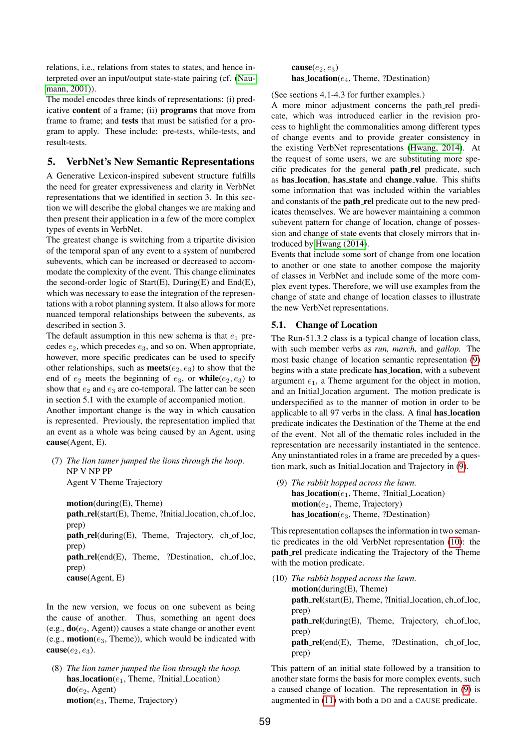relations, i.e., relations from states to states, and hence interpreted over an input/output state-state pairing (cf. (Naumann, 2001)).

The model encodes three kinds of representations: (i) predicative **content** of a frame; (ii) **programs** that move from frame to frame; and **tests** that must be satisfied for a program to apply. These include: pre-tests, while-tests, and result-tests.

## 5. VerbNet's New Semantic Representations

A Generative Lexicon-inspired subevent structure fulfills the need for greater expressiveness and clarity in VerbNet representations that we identified in section 3. In this section we will describe the global changes we are making and then present their application in a few of the more complex types of events in VerbNet.

The greatest change is switching from a tripartite division of the temporal span of any event to a system of numbered subevents, which can be increased or decreased to accommodate the complexity of the event. This change eliminates the second-order logic of Start(E), During(E) and End(E), which was necessary to ease the integration of the representations with a robot planning system. It also allows for more nuanced temporal relationships between the subevents, as described in section 3.

The default assumption in this new schema is that $e_1$ precedes $e_2$, which precedes $e_3$, and so on. When appropriate, however, more specific predicates can be used to specify other relationships, such as **meets**($e_2$, $e_3$) to show that the end of $e_2$ meets the beginning of $e_3$, or **while**($e_2$, $e_3$) to show that $e_2$ and $e_3$ are co-temporal. The latter can be seen in section 5.1 with the example of accompanied motion.

Another important change is the way in which causation is represented. Previously, the representation implied that an event as a whole was being caused by an Agent, using **cause**(Agent, E).

(7) *The lion tamer jumped the lions through the hoop.*
NP V NP PP
Agent V Theme Trajectory

**motion**(during(E), Theme)
**path_rel**(start(E), Theme, ?Initial_location, ch_of_loc, prep)
**path_rel**(during(E), Theme, Trajectory, ch_of_loc, prep)
**path_rel**(end(E), Theme, ?Destination, ch_of_loc, prep)
**cause**(Agent, E)

In the new version, we focus on one subevent as being the cause of another. Thus, something an agent does (e.g., **do**($e_2$, Agent)) causes a state change or another event (e.g., **motion**($e_3$, Theme)), which would be indicated with **cause**($e_2$, $e_3$).

(8) *The lion tamer jumped the lion through the hoop.*
**has_location**($e_1$, Theme, ?Initial_Location)
**do**($e_2$, Agent)
**motion**($e_3$, Theme, Trajectory)
**cause**($e_2$, $e_3$)
**has_location**($e_4$, Theme, ?Destination)

(See sections 4.1-4.3 for further examples.)

A more minor adjustment concerns the path_rel predicate, which was introduced earlier in the revision process to highlight the commonalities among different types of change events and to provide greater consistency in the existing VerbNet representations (Hwang, 2014). At the request of some users, we are substituting more specific predicates for the general **path_rel** predicate, such as **has_location**, **has_state** and **change_value**. This shifts some information that was included within the variables and constants of the **path_rel** predicate out to the new predicates themselves. We are however maintaining a common subevent pattern for change of location, change of possession and change of state events that closely mirrors that introduced by Hwang (2014).

Events that include some sort of change from one location to another or one state to another compose the majority of classes in VerbNet and include some of the more complex event types. Therefore, we will use examples from the change of state and change of location classes to illustrate the new VerbNet representations.

### 5.1. Change of Location

The Run-51.3.2 class is a typical change of location class, with such member verbs as *run, march,* and *gallop*. The most basic change of location semantic representation (9) begins with a state predicate **has_location**, with a subevent argument $e_1$, a Theme argument for the object in motion, and an Initial_location argument. The motion predicate is underspecified as to the manner of motion in order to be applicable to all 97 verbs in the class. A final **has_location** predicate indicates the Destination of the Theme at the end of the event. Not all of the thematic roles included in the representation are necessarily instantiated in the sentence. Any uninstantiated roles in a frame are preceded by a question mark, such as Initial_location and Trajectory in (9).

(9) *The rabbit hopped across the lawn.*
**has_location**($e_1$, Theme, ?Initial_Location)
**motion**($e_2$, Theme, Trajectory)
**has_location**($e_3$, Theme, ?Destination)

This representation collapses the information in two semantic predicates in the old VerbNet representation (10): the **path_rel** predicate indicating the Trajectory of the Theme with the motion predicate.

(10) *The rabbit hopped across the lawn.*
**motion**(during(E), Theme)
**path_rel**(start(E), Theme, ?Initial_location, ch_of_loc, prep)
**path_rel**(during(E), Theme, Trajectory, ch_of_loc, prep)
**path_rel**(end(E), Theme, ?Destination, ch_of_loc, prep)

This pattern of an initial state followed by a transition to another state forms the basis for more complex events, such a caused change of location. The representation in (9) is augmented in (11) with both a DO and a CAUSE predicate.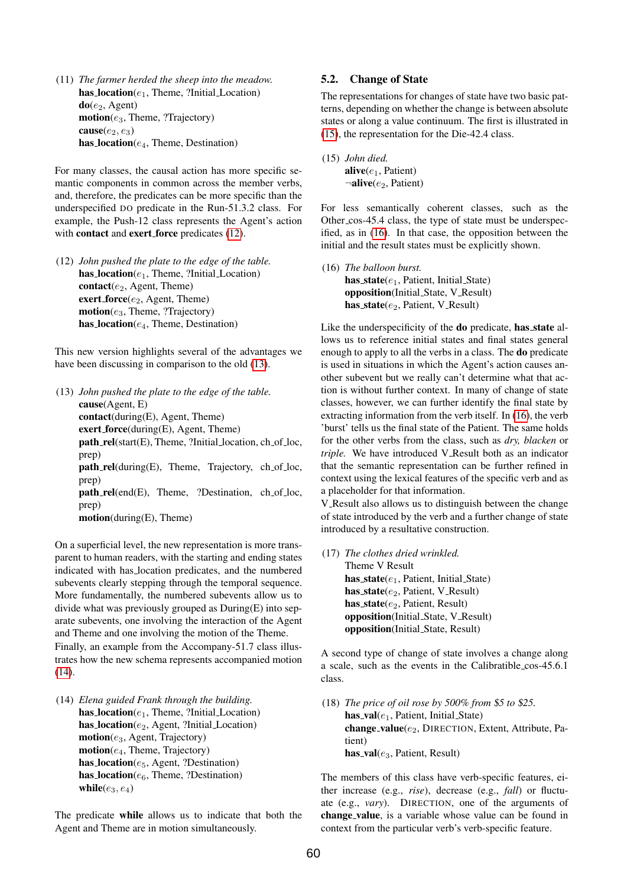(11) *The farmer herded the sheep into the meadow.*
**has_location**($e_1$, Theme, ?Initial_Location)
**do**($e_2$, Agent)
**motion**($e_3$, Theme, ?Trajectory)
**cause**($e_2$, $e_3$)
**has_location**($e_4$, Theme, Destination)

For many classes, the causal action has more specific semantic components in common across the member verbs, and, therefore, the predicates can be more specific than the underspecified DO predicate in the Run-51.3.2 class. For example, the Push-12 class represents the Agent's action with **contact** and **exert_force** predicates (12).

(12) *John pushed the plate to the edge of the table.*
**has_location**($e_1$, Theme, ?Initial_Location)
**contact**($e_2$, Agent, Theme)
**exert_force**($e_2$, Agent, Theme)
**motion**($e_3$, Theme, ?Trajectory)
**has_location**($e_4$, Theme, Destination)

This new version highlights several of the advantages we have been discussing in comparison to the old (13).

(13) *John pushed the plate to the edge of the table.*
**cause**(Agent, E)
**contact**(during(E), Agent, Theme)
**exert_force**(during(E), Agent, Theme)
**path_rel**(start(E), Theme, ?Initial_location, ch_of_loc, prep)
**path_rel**(during(E), Theme, Trajectory, ch_of_loc, prep)
**path_rel**(end(E), Theme, ?Destination, ch_of_loc, prep)
**motion**(during(E), Theme)

On a superficial level, the new representation is more transparent to human readers, with the starting and ending states indicated with has_location predicates, and the numbered subevents clearly stepping through the temporal sequence. More fundamentally, the numbered subevents allow us to divide what was previously grouped as During(E) into separate subevents, one involving the interaction of the Agent and Theme and one involving the motion of the Theme.
Finally, an example from the Accompany-51.7 class illustrates how the new schema represents accompanied motion (14).

(14) *Elena guided Frank through the building.*
**has_location**($e_1$, Theme, ?Initial_Location)
**has_location**($e_2$, Agent, ?Initial_Location)
**motion**($e_3$, Agent, Trajectory)
**motion**($e_4$, Theme, Trajectory)
**has_location**($e_5$, Agent, ?Destination)
**has_location**($e_6$, Theme, ?Destination)
**while**($e_3$, $e_4$)

The predicate **while** allows us to indicate that both the Agent and Theme are in motion simultaneously.

## 5.2. Change of State

The representations for changes of state have two basic patterns, depending on whether the change is between absolute states or along a value continuum. The first is illustrated in (15), the representation for the Die-42.4 class.

(15) *John died.*
**alive**($e_1$, Patient)
¬**alive**($e_2$, Patient)

For less semantically coherent classes, such as the Other_cos-45.4 class, the type of state must be underspecified, as in (16). In that case, the opposition between the initial and the result states must be explicitly shown.

(16) *The balloon burst.*
**has_state**($e_1$, Patient, Initial_State)
**opposition**(Initial_State, V_Result)
**has_state**($e_2$, Patient, V_Result)

Like the underspecificity of the **do** predicate, **has_state** allows us to reference initial states and final states general enough to apply to all the verbs in a class. The **do** predicate is used in situations in which the Agent's action causes another subevent but we really can't determine what that action is without further context. In many of change of state classes, however, we can further identify the final state by extracting information from the verb itself. In (16), the verb 'burst' tells us the final state of the Patient. The same holds for the other verbs from the class, such as *dry, blacken* or *triple.* We have introduced V_Result both as an indicator that the semantic representation can be further refined in context using the lexical features of the specific verb and as a placeholder for that information.
V_Result also allows us to distinguish between the change of state introduced by the verb and a further change of state introduced by a resultative construction.

(17) *The clothes dried wrinkled.*
Theme V Result
**has_state**($e_1$, Patient, Initial_State)
**has_state**($e_2$, Patient, V_Result)
**has_state**($e_2$, Patient, Result)
**opposition**(Initial_State, V_Result)
**opposition**(Initial_State, Result)

A second type of change of state involves a change along a scale, such as the events in the Calibratable_cos-45.6.1 class.

(18) *The price of oil rose by 500% from \$5 to \$25.*
**has_val**($e_1$, Patient, Initial_State)
**change_value**($e_2$, DIRECTION, Extent, Attribute, Patient)
**has_val**($e_3$, Patient, Result)

The members of this class have verb-specific features, either increase (e.g., *rise*), decrease (e.g., *fall*) or fluctuate (e.g., *vary*). DIRECTION, one of the arguments of **change_value**, is a variable whose value can be found in context from the particular verb's verb-specific feature.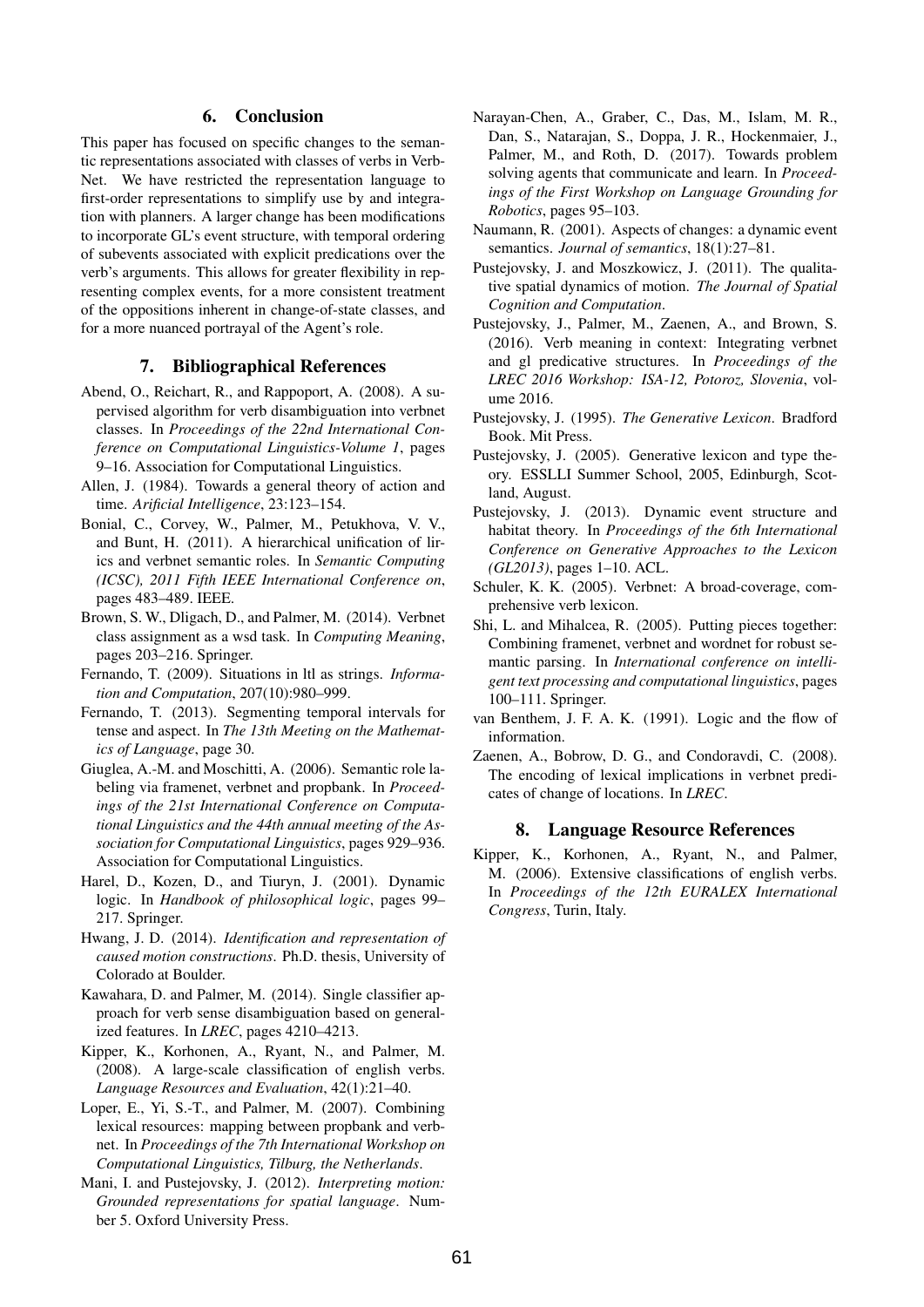## 6. Conclusion

This paper has focused on specific changes to the semantic representations associated with classes of verbs in VerbNet. We have restricted the representation language to first-order representations to simplify use by and integration with planners. A larger change has been modifications to incorporate GL's event structure, with temporal ordering of subevents associated with explicit predications over the verb's arguments. This allows for greater flexibility in representing complex events, for a more consistent treatment of the oppositions inherent in change-of-state classes, and for a more nuanced portrayal of the Agent's role.

## 7. Bibliographical References

Abend, O., Reichart, R., and Rappoport, A. (2008). A supervised algorithm for verb disambiguation into verbnet classes. In *Proceedings of the 22nd International Conference on Computational Linguistics-Volume 1*, pages 9–16. Association for Computational Linguistics.

Allen, J. (1984). Towards a general theory of action and time. *Arificial Intelligence*, 23:123–154.

Bonial, C., Corvey, W., Palmer, M., Petukhova, V. V., and Bunt, H. (2011). A hierarchical unification of lirics and verbnet semantic roles. In *Semantic Computing (ICSC), 2011 Fifth IEEE International Conference on*, pages 483–489. IEEE.

Brown, S. W., Dligach, D., and Palmer, M. (2014). Verbnet class assignment as a wsd task. In *Computing Meaning*, pages 203–216. Springer.

Fernando, T. (2009). Situations in ltl as strings. *Information and Computation*, 207(10):980–999.

Fernando, T. (2013). Segmenting temporal intervals for tense and aspect. In *The 13th Meeting on the Mathematics of Language*, page 30.

Giuglea, A.-M. and Moschitti, A. (2006). Semantic role labeling via framenet, verbnet and propbank. In *Proceedings of the 21st International Conference on Computational Linguistics and the 44th annual meeting of the Association for Computational Linguistics*, pages 929–936. Association for Computational Linguistics.

Harel, D., Kozen, D., and Tiuryn, J. (2001). Dynamic logic. In *Handbook of philosophical logic*, pages 99–217. Springer.

Hwang, J. D. (2014). *Identification and representation of caused motion constructions*. Ph.D. thesis, University of Colorado at Boulder.

Kawahara, D. and Palmer, M. (2014). Single classifier approach for verb sense disambiguation based on generalized features. In *LREC*, pages 4210–4213.

Kipper, K., Korhonen, A., Ryant, N., and Palmer, M. (2008). A large-scale classification of english verbs. *Language Resources and Evaluation*, 42(1):21–40.

Loper, E., Yi, S.-T., and Palmer, M. (2007). Combining lexical resources: mapping between propbank and verbnet. In *Proceedings of the 7th International Workshop on Computational Linguistics, Tilburg, the Netherlands*.

Mani, I. and Pustejovsky, J. (2012). *Interpreting motion: Grounded representations for spatial language*. Number 5. Oxford University Press.

Narayan-Chen, A., Graber, C., Das, M., Islam, M. R., Dan, S., Natarajan, S., Doppa, J. R., Hockenmaier, J., Palmer, M., and Roth, D. (2017). Towards problem solving agents that communicate and learn. In *Proceedings of the First Workshop on Language Grounding for Robotics*, pages 95–103.

Naumann, R. (2001). Aspects of changes: a dynamic event semantics. *Journal of semantics*, 18(1):27–81.

Pustejovsky, J. and Moszkowicz, J. (2011). The qualitative spatial dynamics of motion. *The Journal of Spatial Cognition and Computation*.

Pustejovsky, J., Palmer, M., Zaenen, A., and Brown, S. (2016). Verb meaning in context: Integrating verbnet and gl predicative structures. In *Proceedings of the LREC 2016 Workshop: ISA-12, Potoroz, Slovenia*, volume 2016.

Pustejovsky, J. (1995). *The Generative Lexicon*. Bradford Book. Mit Press.

Pustejovsky, J. (2005). Generative lexicon and type theory. ESSLLI Summer School, 2005, Edinburgh, Scotland, August.

Pustejovsky, J. (2013). Dynamic event structure and habitat theory. In *Proceedings of the 6th International Conference on Generative Approaches to the Lexicon (GL2013)*, pages 1–10. ACL.

Schuler, K. K. (2005). Verbnet: A broad-coverage, comprehensive verb lexicon.

Shi, L. and Mihalcea, R. (2005). Putting pieces together: Combining framenet, verbnet and wordnet for robust semantic parsing. In *International conference on intelligent text processing and computational linguistics*, pages 100–111. Springer.

van Benthem, J. F. A. K. (1991). Logic and the flow of information.

Zaenen, A., Bobrow, D. G., and Condoravdi, C. (2008). The encoding of lexical implications in verbnet predicates of change of locations. In *LREC*.

## 8. Language Resource References

Kipper, K., Korhonen, A., Ryant, N., and Palmer, M. (2006). Extensive classifications of english verbs. In *Proceedings of the 12th EURALEX International Congress*, Turin, Italy.